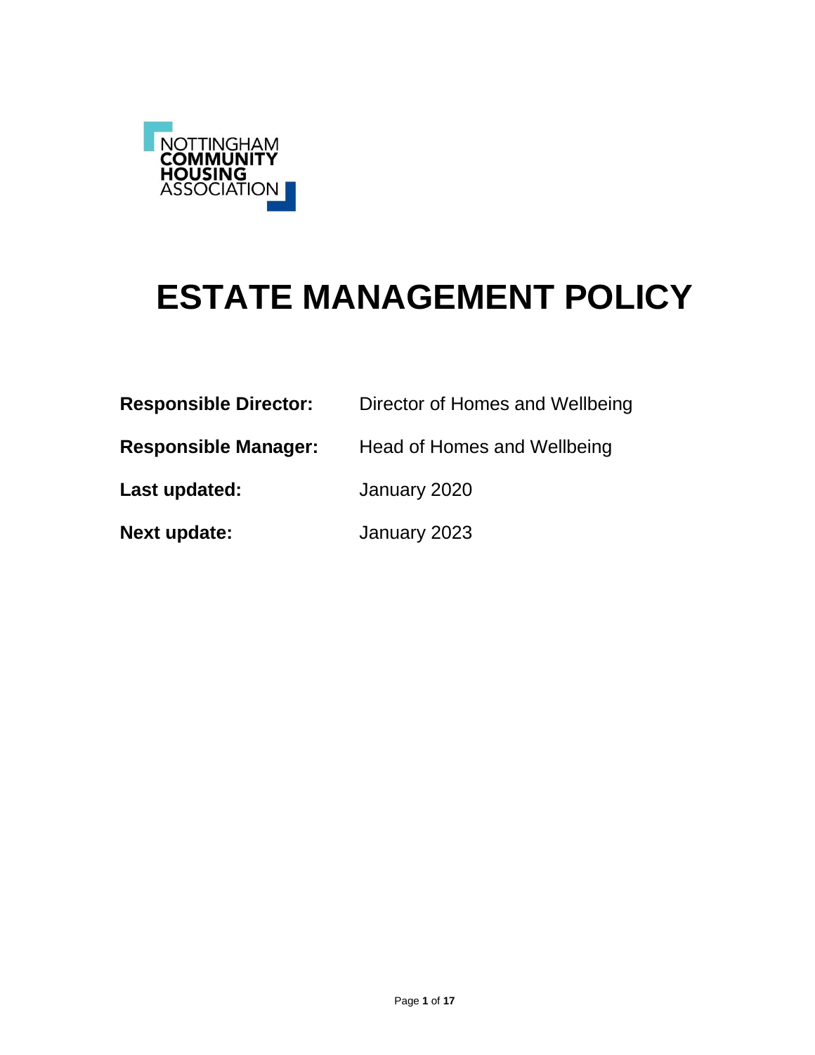NOTTINGHAM
**COMMUNITY**
**HOUSING**
ASSOCIATION

# ESTATE MANAGEMENT POLICY

**Responsible Director:** Director of Homes and Wellbeing

**Responsible Manager:** Head of Homes and Wellbeing

**Last updated:** January 2020

**Next update:** January 2023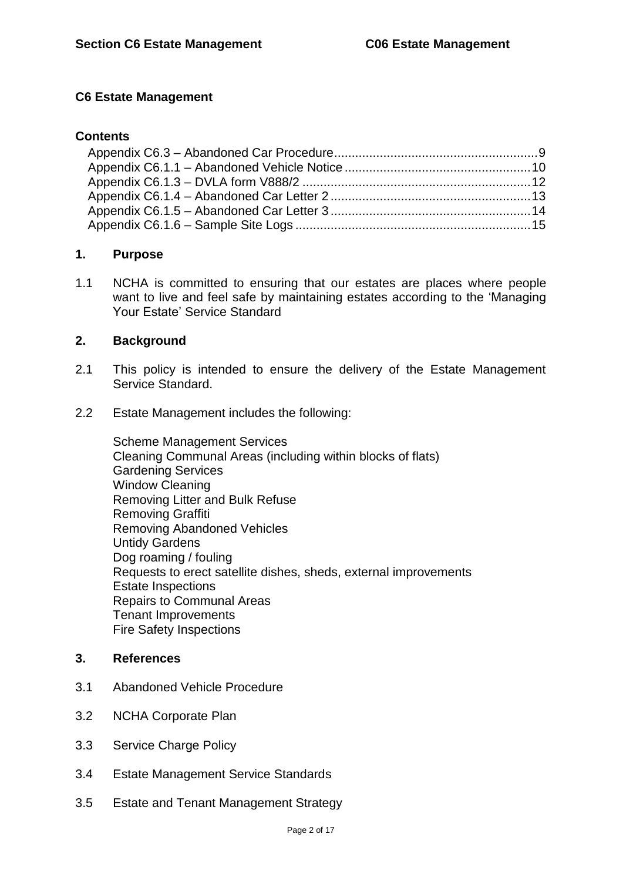# C6 Estate Management

## Contents

Appendix C6.3 – Abandoned Car Procedure .......... 9
Appendix C6.1.1 – Abandoned Vehicle Notice .......... 10
Appendix C6.1.3 – DVLA form V888/2 .......... 12
Appendix C6.1.4 – Abandoned Car Letter 2 .......... 13
Appendix C6.1.5 – Abandoned Car Letter 3 .......... 14
Appendix C6.1.6 – Sample Site Logs .......... 15

## 1. Purpose

1.1 NCHA is committed to ensuring that our estates are places where people want to live and feel safe by maintaining estates according to the 'Managing Your Estate' Service Standard

## 2. Background

2.1 This policy is intended to ensure the delivery of the Estate Management Service Standard.

2.2 Estate Management includes the following:

Scheme Management Services
Cleaning Communal Areas (including within blocks of flats)
Gardening Services
Window Cleaning
Removing Litter and Bulk Refuse
Removing Graffiti
Removing Abandoned Vehicles
Untidy Gardens
Dog roaming / fouling
Requests to erect satellite dishes, sheds, external improvements
Estate Inspections
Repairs to Communal Areas
Tenant Improvements
Fire Safety Inspections

## 3. References

3.1 Abandoned Vehicle Procedure

3.2 NCHA Corporate Plan

3.3 Service Charge Policy

3.4 Estate Management Service Standards

3.5 Estate and Tenant Management Strategy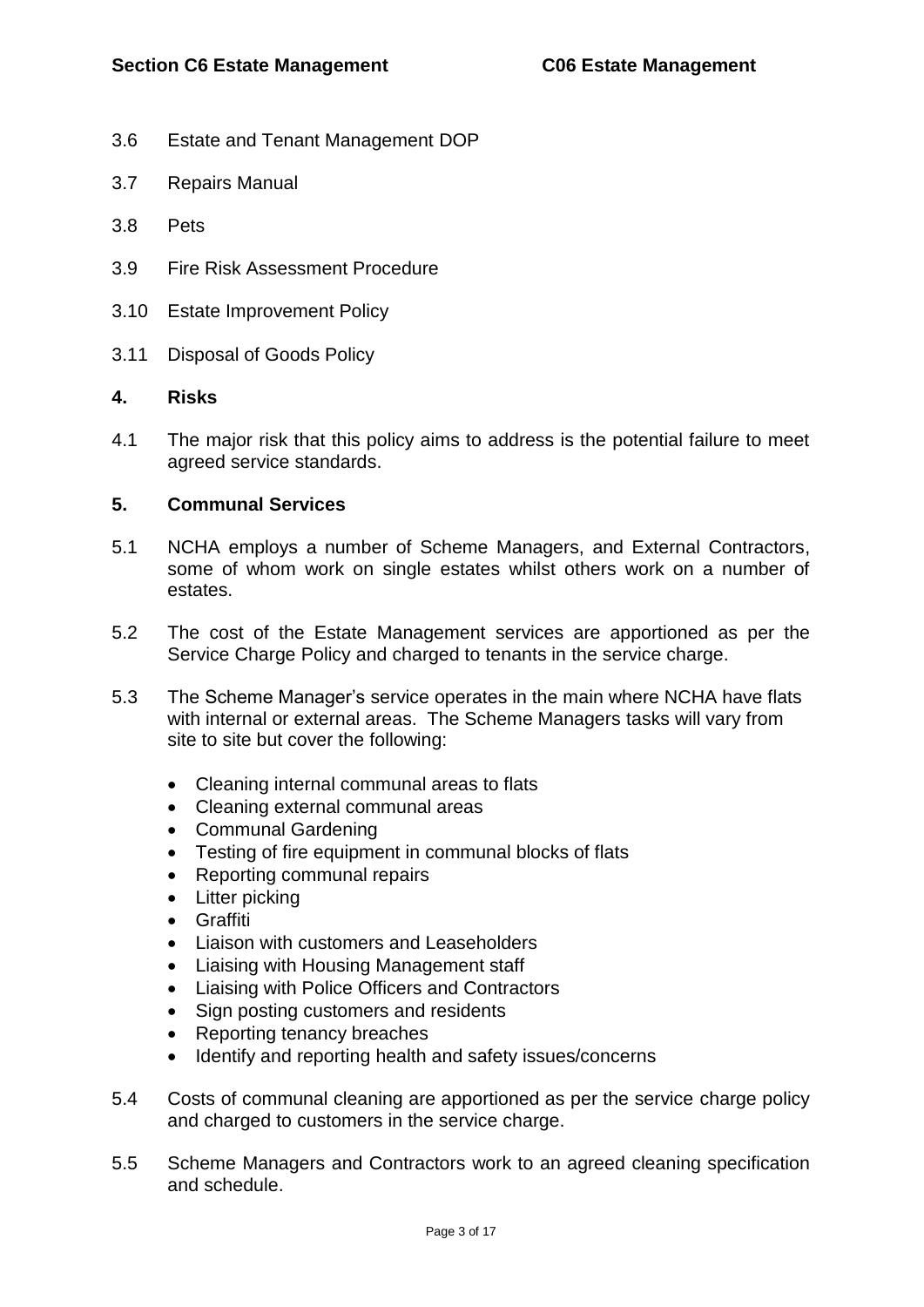3.6 Estate and Tenant Management DOP

3.7 Repairs Manual

3.8 Pets

3.9 Fire Risk Assessment Procedure

3.10 Estate Improvement Policy

3.11 Disposal of Goods Policy

## 4. Risks

4.1 The major risk that this policy aims to address is the potential failure to meet agreed service standards.

## 5. Communal Services

5.1 NCHA employs a number of Scheme Managers, and External Contractors, some of whom work on single estates whilst others work on a number of estates.

5.2 The cost of the Estate Management services are apportioned as per the Service Charge Policy and charged to tenants in the service charge.

5.3 The Scheme Manager's service operates in the main where NCHA have flats with internal or external areas. The Scheme Managers tasks will vary from site to site but cover the following:

- Cleaning internal communal areas to flats
- Cleaning external communal areas
- Communal Gardening
- Testing of fire equipment in communal blocks of flats
- Reporting communal repairs
- Litter picking
- Graffiti
- Liaison with customers and Leaseholders
- Liaising with Housing Management staff
- Liaising with Police Officers and Contractors
- Sign posting customers and residents
- Reporting tenancy breaches
- Identify and reporting health and safety issues/concerns

5.4 Costs of communal cleaning are apportioned as per the service charge policy and charged to customers in the service charge.

5.5 Scheme Managers and Contractors work to an agreed cleaning specification and schedule.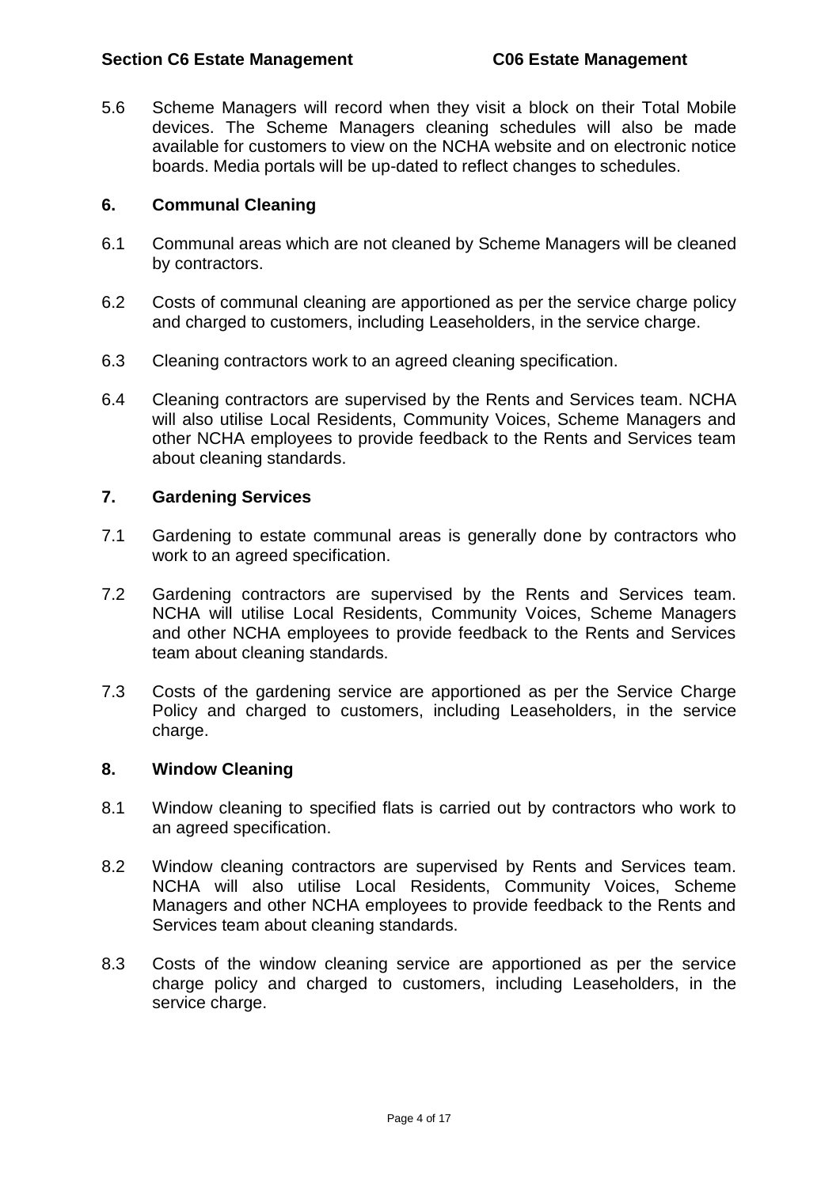5.6 Scheme Managers will record when they visit a block on their Total Mobile devices. The Scheme Managers cleaning schedules will also be made available for customers to view on the NCHA website and on electronic notice boards. Media portals will be up-dated to reflect changes to schedules.

## 6. Communal Cleaning

6.1 Communal areas which are not cleaned by Scheme Managers will be cleaned by contractors.

6.2 Costs of communal cleaning are apportioned as per the service charge policy and charged to customers, including Leaseholders, in the service charge.

6.3 Cleaning contractors work to an agreed cleaning specification.

6.4 Cleaning contractors are supervised by the Rents and Services team. NCHA will also utilise Local Residents, Community Voices, Scheme Managers and other NCHA employees to provide feedback to the Rents and Services team about cleaning standards.

## 7. Gardening Services

7.1 Gardening to estate communal areas is generally done by contractors who work to an agreed specification.

7.2 Gardening contractors are supervised by the Rents and Services team. NCHA will utilise Local Residents, Community Voices, Scheme Managers and other NCHA employees to provide feedback to the Rents and Services team about cleaning standards.

7.3 Costs of the gardening service are apportioned as per the Service Charge Policy and charged to customers, including Leaseholders, in the service charge.

## 8. Window Cleaning

8.1 Window cleaning to specified flats is carried out by contractors who work to an agreed specification.

8.2 Window cleaning contractors are supervised by Rents and Services team. NCHA will also utilise Local Residents, Community Voices, Scheme Managers and other NCHA employees to provide feedback to the Rents and Services team about cleaning standards.

8.3 Costs of the window cleaning service are apportioned as per the service charge policy and charged to customers, including Leaseholders, in the service charge.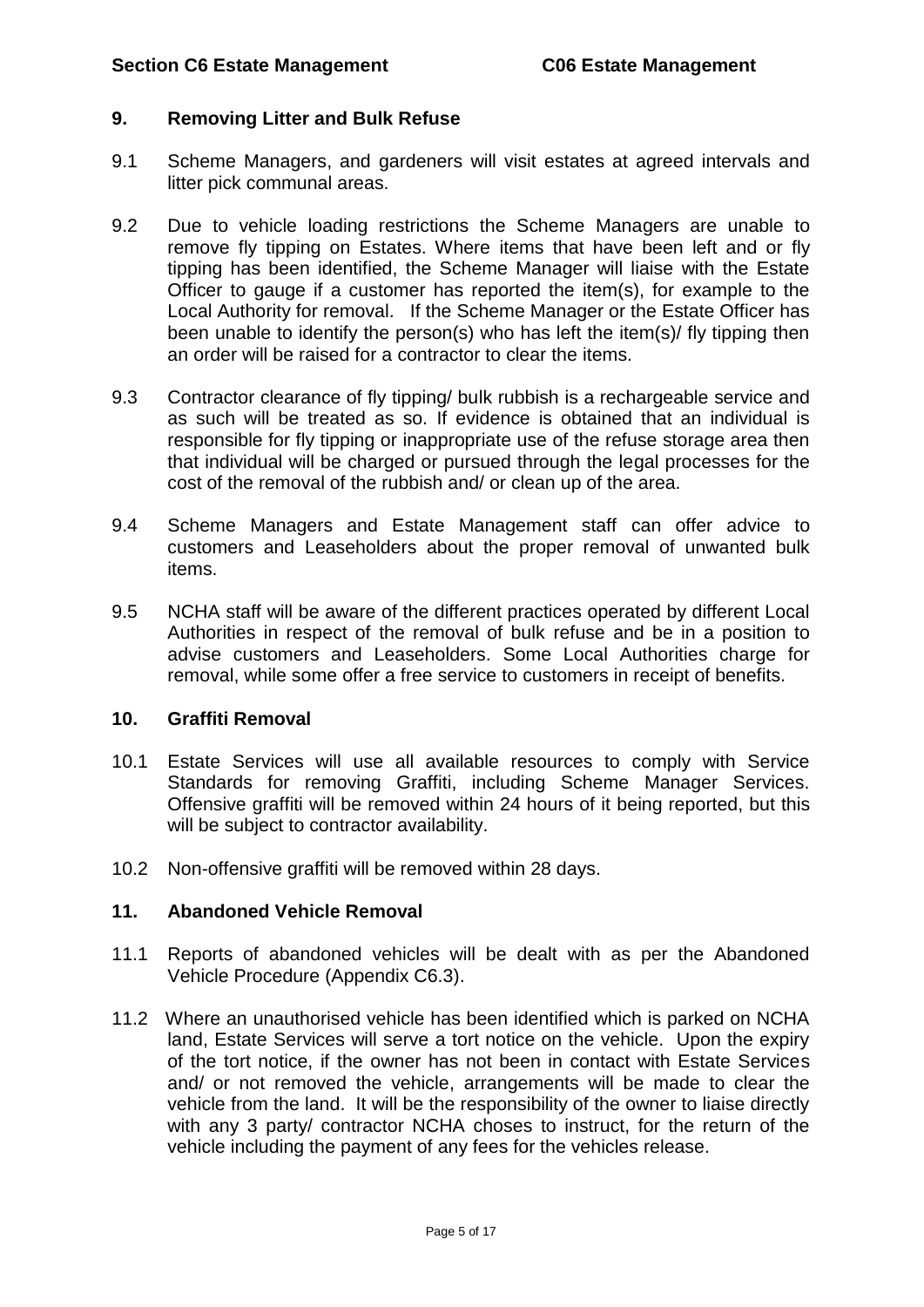## 9. Removing Litter and Bulk Refuse

9.1 Scheme Managers, and gardeners will visit estates at agreed intervals and litter pick communal areas.

9.2 Due to vehicle loading restrictions the Scheme Managers are unable to remove fly tipping on Estates. Where items that have been left and or fly tipping has been identified, the Scheme Manager will liaise with the Estate Officer to gauge if a customer has reported the item(s), for example to the Local Authority for removal. If the Scheme Manager or the Estate Officer has been unable to identify the person(s) who has left the item(s)/ fly tipping then an order will be raised for a contractor to clear the items.

9.3 Contractor clearance of fly tipping/ bulk rubbish is a rechargeable service and as such will be treated as so. If evidence is obtained that an individual is responsible for fly tipping or inappropriate use of the refuse storage area then that individual will be charged or pursued through the legal processes for the cost of the removal of the rubbish and/ or clean up of the area.

9.4 Scheme Managers and Estate Management staff can offer advice to customers and Leaseholders about the proper removal of unwanted bulk items.

9.5 NCHA staff will be aware of the different practices operated by different Local Authorities in respect of the removal of bulk refuse and be in a position to advise customers and Leaseholders. Some Local Authorities charge for removal, while some offer a free service to customers in receipt of benefits.

## 10. Graffiti Removal

10.1 Estate Services will use all available resources to comply with Service Standards for removing Graffiti, including Scheme Manager Services. Offensive graffiti will be removed within 24 hours of it being reported, but this will be subject to contractor availability.

10.2 Non-offensive graffiti will be removed within 28 days.

## 11. Abandoned Vehicle Removal

11.1 Reports of abandoned vehicles will be dealt with as per the Abandoned Vehicle Procedure (Appendix C6.3).

11.2 Where an unauthorised vehicle has been identified which is parked on NCHA land, Estate Services will serve a tort notice on the vehicle. Upon the expiry of the tort notice, if the owner has not been in contact with Estate Services and/ or not removed the vehicle, arrangements will be made to clear the vehicle from the land. It will be the responsibility of the owner to liaise directly with any 3 party/ contractor NCHA choses to instruct, for the return of the vehicle including the payment of any fees for the vehicles release.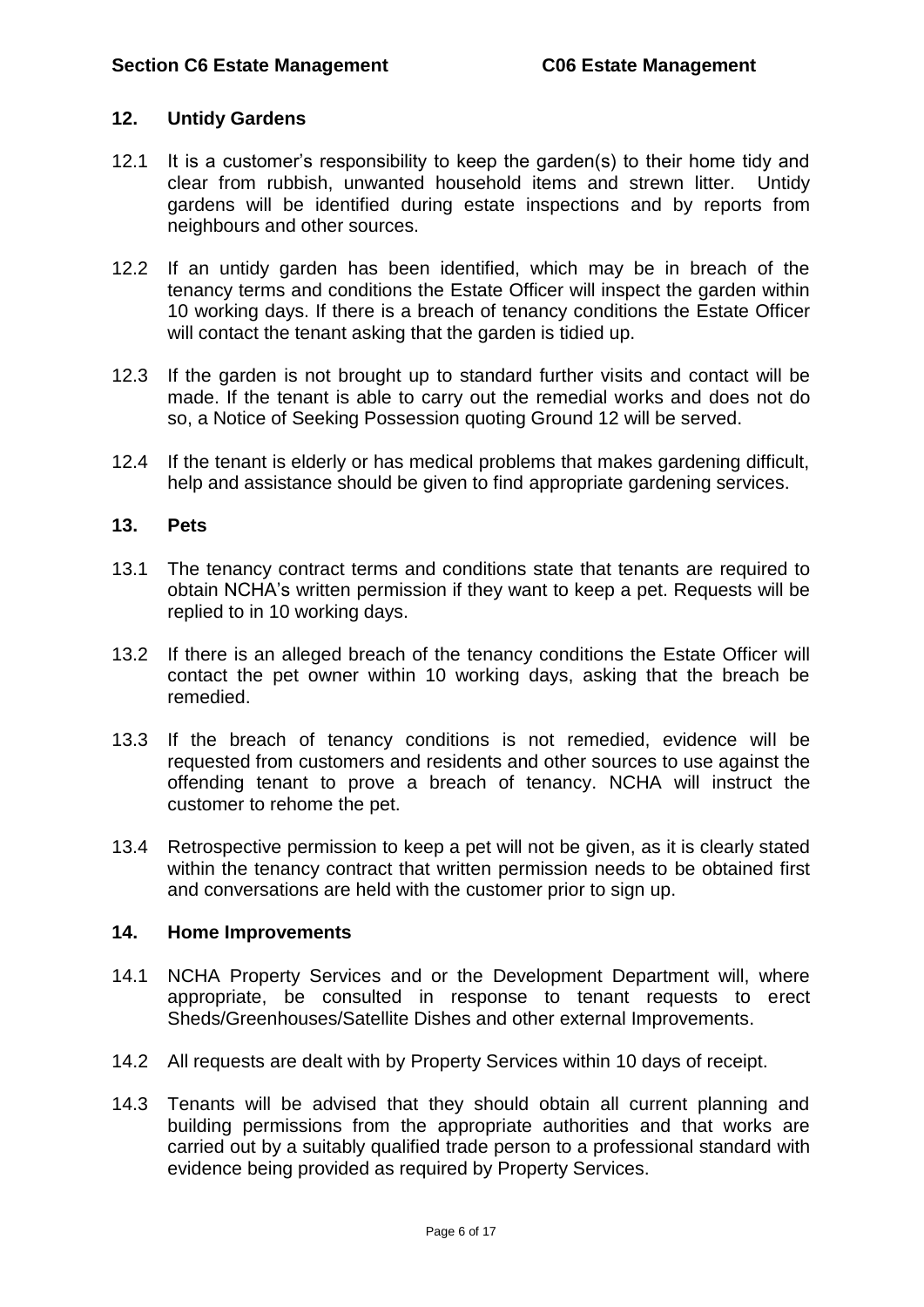## 12. Untidy Gardens

12.1 It is a customer's responsibility to keep the garden(s) to their home tidy and clear from rubbish, unwanted household items and strewn litter. Untidy gardens will be identified during estate inspections and by reports from neighbours and other sources.

12.2 If an untidy garden has been identified, which may be in breach of the tenancy terms and conditions the Estate Officer will inspect the garden within 10 working days. If there is a breach of tenancy conditions the Estate Officer will contact the tenant asking that the garden is tidied up.

12.3 If the garden is not brought up to standard further visits and contact will be made. If the tenant is able to carry out the remedial works and does not do so, a Notice of Seeking Possession quoting Ground 12 will be served.

12.4 If the tenant is elderly or has medical problems that makes gardening difficult, help and assistance should be given to find appropriate gardening services.

## 13. Pets

13.1 The tenancy contract terms and conditions state that tenants are required to obtain NCHA's written permission if they want to keep a pet. Requests will be replied to in 10 working days.

13.2 If there is an alleged breach of the tenancy conditions the Estate Officer will contact the pet owner within 10 working days, asking that the breach be remedied.

13.3 If the breach of tenancy conditions is not remedied, evidence will be requested from customers and residents and other sources to use against the offending tenant to prove a breach of tenancy. NCHA will instruct the customer to rehome the pet.

13.4 Retrospective permission to keep a pet will not be given, as it is clearly stated within the tenancy contract that written permission needs to be obtained first and conversations are held with the customer prior to sign up.

## 14. Home Improvements

14.1 NCHA Property Services and or the Development Department will, where appropriate, be consulted in response to tenant requests to erect Sheds/Greenhouses/Satellite Dishes and other external Improvements.

14.2 All requests are dealt with by Property Services within 10 days of receipt.

14.3 Tenants will be advised that they should obtain all current planning and building permissions from the appropriate authorities and that works are carried out by a suitably qualified trade person to a professional standard with evidence being provided as required by Property Services.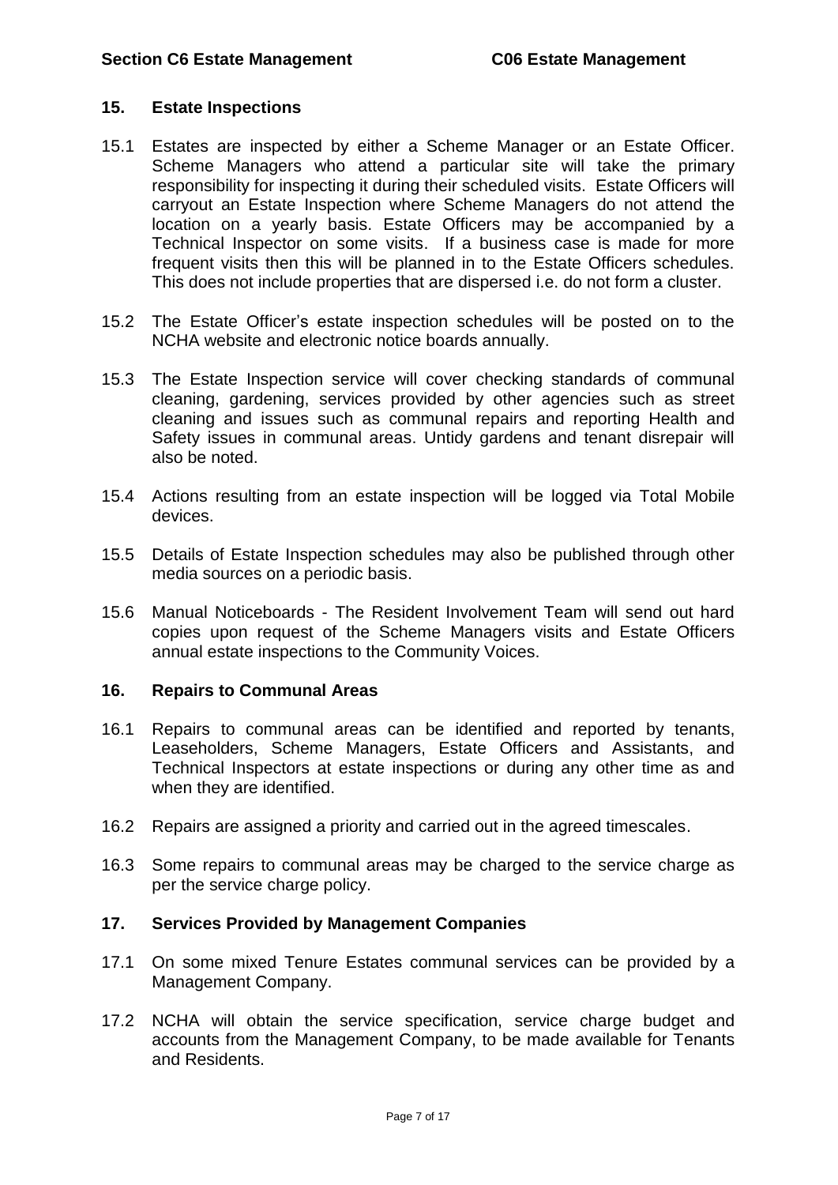## 15. Estate Inspections

15.1 Estates are inspected by either a Scheme Manager or an Estate Officer. Scheme Managers who attend a particular site will take the primary responsibility for inspecting it during their scheduled visits. Estate Officers will carryout an Estate Inspection where Scheme Managers do not attend the location on a yearly basis. Estate Officers may be accompanied by a Technical Inspector on some visits. If a business case is made for more frequent visits then this will be planned in to the Estate Officers schedules. This does not include properties that are dispersed i.e. do not form a cluster.

15.2 The Estate Officer's estate inspection schedules will be posted on to the NCHA website and electronic notice boards annually.

15.3 The Estate Inspection service will cover checking standards of communal cleaning, gardening, services provided by other agencies such as street cleaning and issues such as communal repairs and reporting Health and Safety issues in communal areas. Untidy gardens and tenant disrepair will also be noted.

15.4 Actions resulting from an estate inspection will be logged via Total Mobile devices.

15.5 Details of Estate Inspection schedules may also be published through other media sources on a periodic basis.

15.6 Manual Noticeboards - The Resident Involvement Team will send out hard copies upon request of the Scheme Managers visits and Estate Officers annual estate inspections to the Community Voices.

## 16. Repairs to Communal Areas

16.1 Repairs to communal areas can be identified and reported by tenants, Leaseholders, Scheme Managers, Estate Officers and Assistants, and Technical Inspectors at estate inspections or during any other time as and when they are identified.

16.2 Repairs are assigned a priority and carried out in the agreed timescales.

16.3 Some repairs to communal areas may be charged to the service charge as per the service charge policy.

## 17. Services Provided by Management Companies

17.1 On some mixed Tenure Estates communal services can be provided by a Management Company.

17.2 NCHA will obtain the service specification, service charge budget and accounts from the Management Company, to be made available for Tenants and Residents.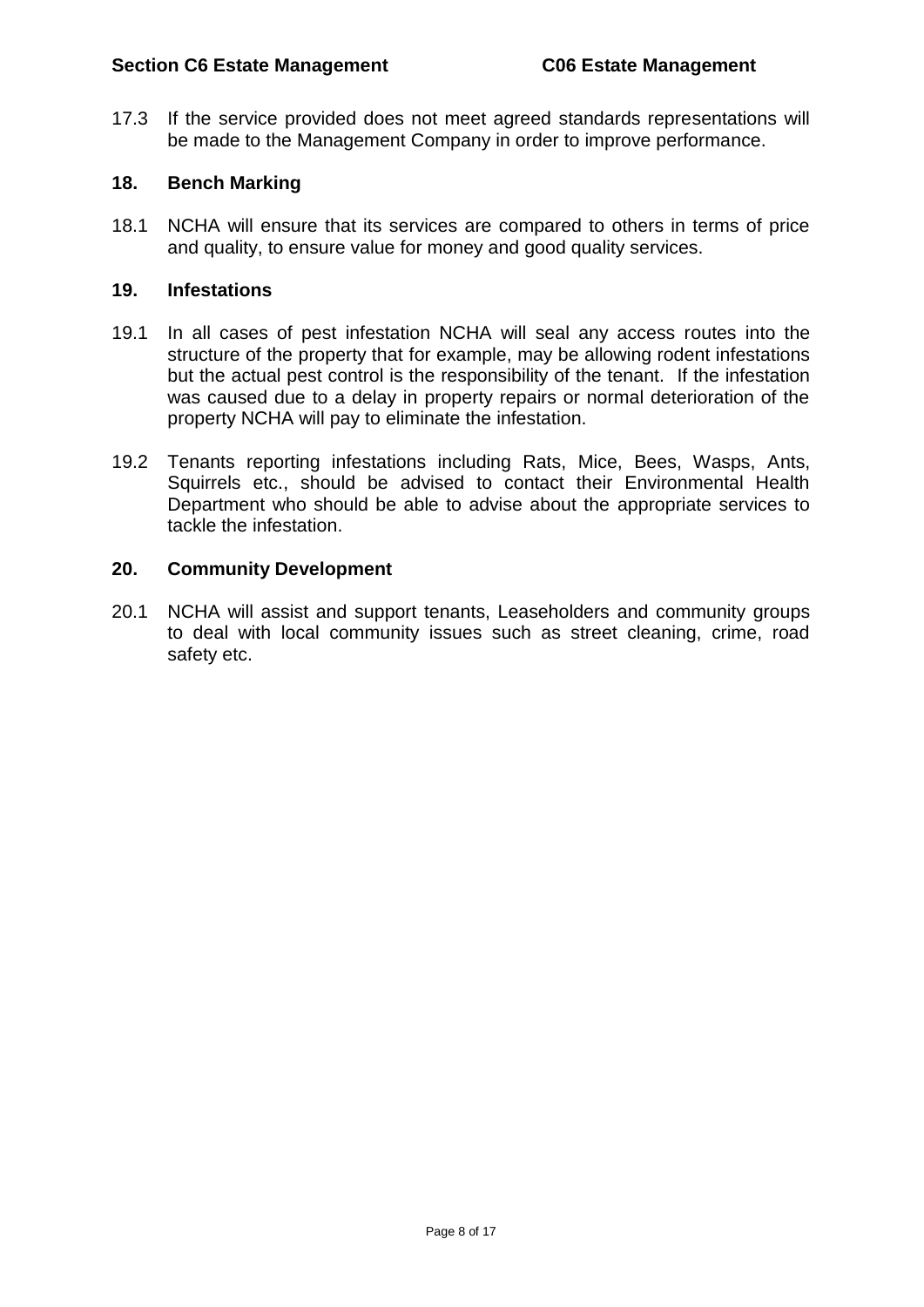17.3 If the service provided does not meet agreed standards representations will be made to the Management Company in order to improve performance.

## 18. Bench Marking

18.1 NCHA will ensure that its services are compared to others in terms of price and quality, to ensure value for money and good quality services.

## 19. Infestations

19.1 In all cases of pest infestation NCHA will seal any access routes into the structure of the property that for example, may be allowing rodent infestations but the actual pest control is the responsibility of the tenant. If the infestation was caused due to a delay in property repairs or normal deterioration of the property NCHA will pay to eliminate the infestation.

19.2 Tenants reporting infestations including Rats, Mice, Bees, Wasps, Ants, Squirrels etc., should be advised to contact their Environmental Health Department who should be able to advise about the appropriate services to tackle the infestation.

## 20. Community Development

20.1 NCHA will assist and support tenants, Leaseholders and community groups to deal with local community issues such as street cleaning, crime, road safety etc.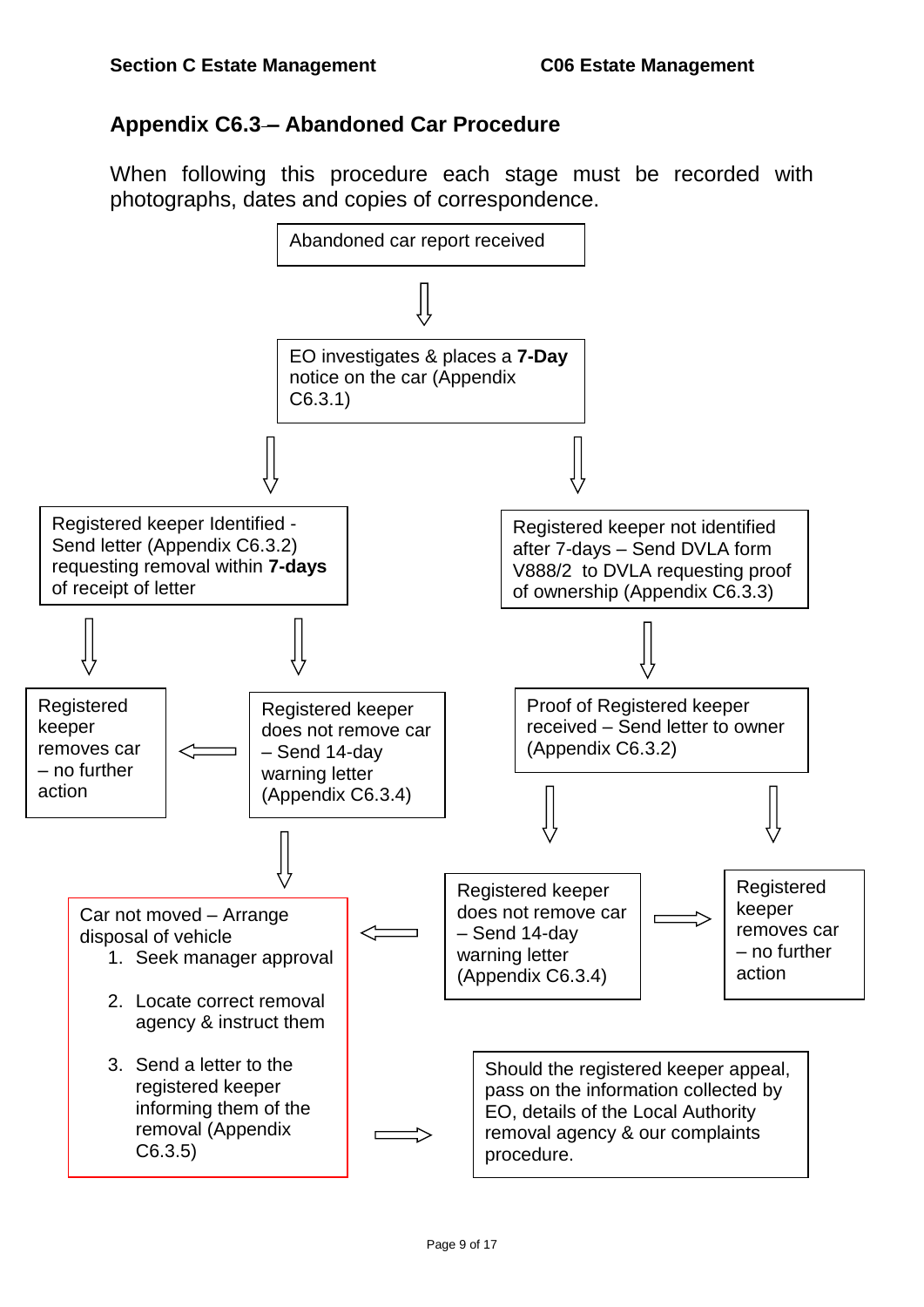## Appendix C6.3 – Abandoned Car Procedure

When following this procedure each stage must be recorded with photographs, dates and copies of correspondence.

Abandoned car report received

↓

EO investigates & places a **7-Day** notice on the car (Appendix C6.3.1)

↓

Registered keeper Identified - Send letter (Appendix C6.3.2) requesting removal within **7-days** of receipt of letter

- Registered keeper removes car – no further action
- Registered keeper does not remove car – Send 14-day warning letter (Appendix C6.3.4)
  - → Registered keeper removes car – no further action
  - → Car not moved – Arrange disposal of vehicle

Registered keeper not identified after 7-days – Send DVLA form V888/2 to DVLA requesting proof of ownership (Appendix C6.3.3)

↓

Proof of Registered keeper received – Send letter to owner (Appendix C6.3.2)

- Registered keeper does not remove car – Send 14-day warning letter (Appendix C6.3.4)
  - → Registered keeper removes car – no further action
  - → Car not moved – Arrange disposal of vehicle
- Registered keeper removes car – no further action

Car not moved – Arrange disposal of vehicle

1. Seek manager approval
2. Locate correct removal agency & instruct them
3. Send a letter to the registered keeper informing them of the removal (Appendix C6.3.5)

→ Should the registered keeper appeal, pass on the information collected by EO, details of the Local Authority removal agency & our complaints procedure.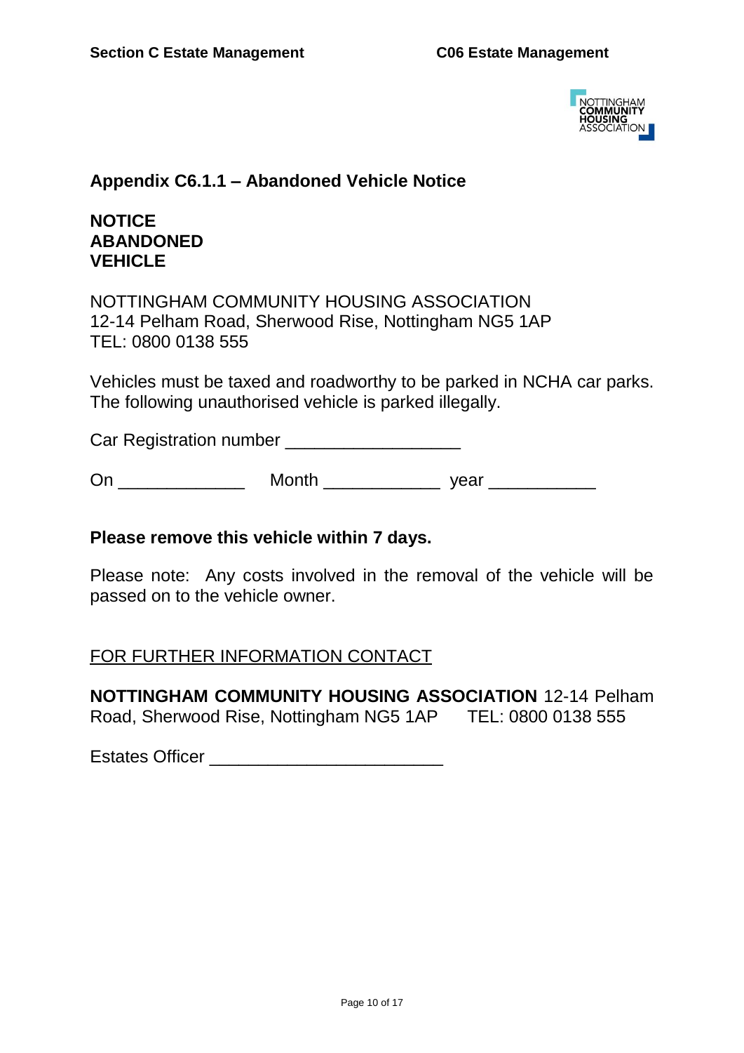## Appendix C6.1.1 – Abandoned Vehicle Notice

**NOTICE**
**ABANDONED**
**VEHICLE**

NOTTINGHAM COMMUNITY HOUSING ASSOCIATION
12-14 Pelham Road, Sherwood Rise, Nottingham NG5 1AP
TEL: 0800 0138 555

Vehicles must be taxed and roadworthy to be parked in NCHA car parks. The following unauthorised vehicle is parked illegally.

Car Registration number __________________

On _____________ Month ____________ year ___________

**Please remove this vehicle within 7 days.**

Please note: Any costs involved in the removal of the vehicle will be passed on to the vehicle owner.

<u>FOR FURTHER INFORMATION CONTACT</u>

**NOTTINGHAM COMMUNITY HOUSING ASSOCIATION** 12-14 Pelham Road, Sherwood Rise, Nottingham NG5 1AP TEL: 0800 0138 555

Estates Officer ________________________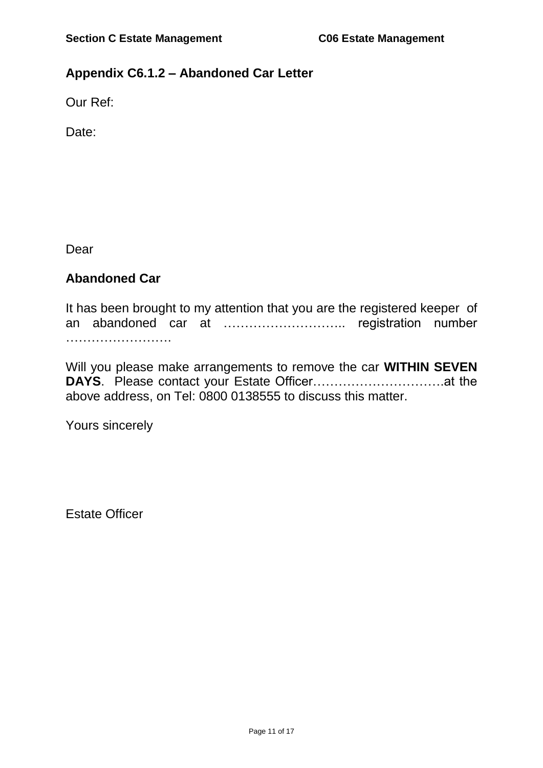## Appendix C6.1.2 – Abandoned Car Letter

Our Ref:

Date:

Dear

**Abandoned Car**

It has been brought to my attention that you are the registered keeper of an abandoned car at ……………………….. registration number …………………….

Will you please make arrangements to remove the car **WITHIN SEVEN DAYS**. Please contact your Estate Officer………………………….at the above address, on Tel: 0800 0138555 to discuss this matter.

Yours sincerely

Estate Officer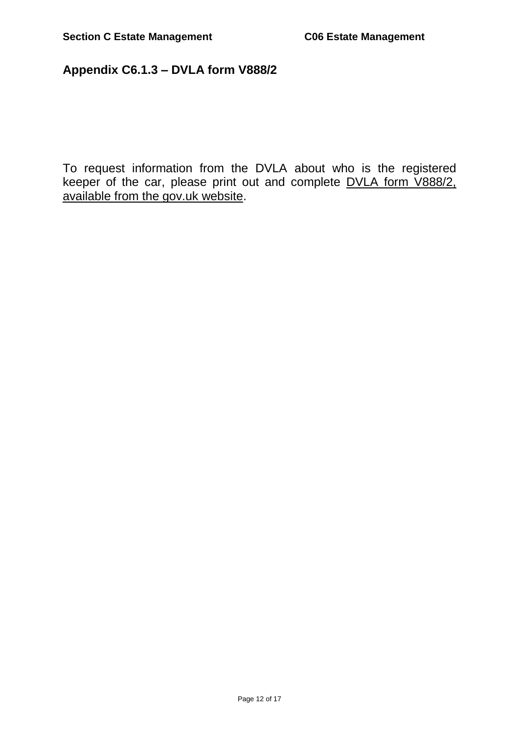## Appendix C6.1.3 – DVLA form V888/2

To request information from the DVLA about who is the registered keeper of the car, please print out and complete DVLA form V888/2, available from the gov.uk website.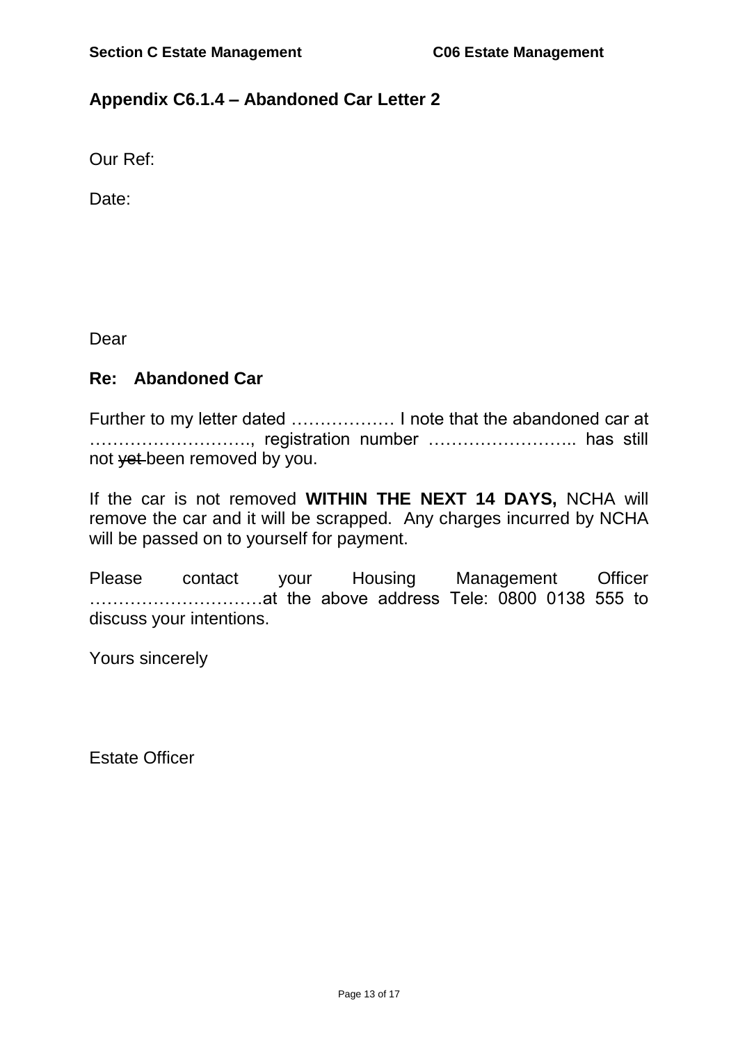## Appendix C6.1.4 – Abandoned Car Letter 2

Our Ref:

Date:

Dear

**Re: Abandoned Car**

Further to my letter dated ……………… I note that the abandoned car at ………………………., registration number …………………….. has still not ~~yet~~ been removed by you.

If the car is not removed **WITHIN THE NEXT 14 DAYS,** NCHA will remove the car and it will be scrapped. Any charges incurred by NCHA will be passed on to yourself for payment.

Please contact your Housing Management Officer …………………………at the above address Tele: 0800 0138 555 to discuss your intentions.

Yours sincerely

Estate Officer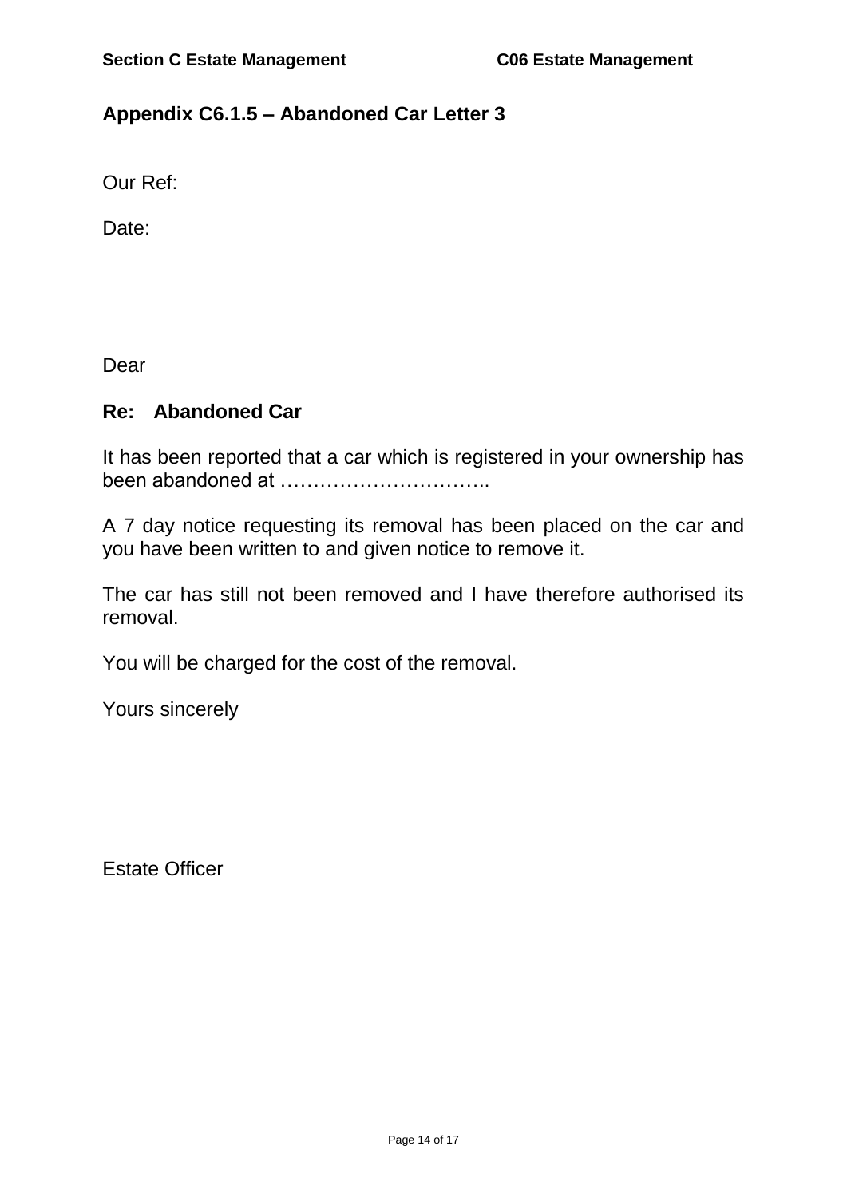## Appendix C6.1.5 – Abandoned Car Letter 3

Our Ref:

Date:

Dear

**Re: Abandoned Car**

It has been reported that a car which is registered in your ownership has been abandoned at …………………………..

A 7 day notice requesting its removal has been placed on the car and you have been written to and given notice to remove it.

The car has still not been removed and I have therefore authorised its removal.

You will be charged for the cost of the removal.

Yours sincerely

Estate Officer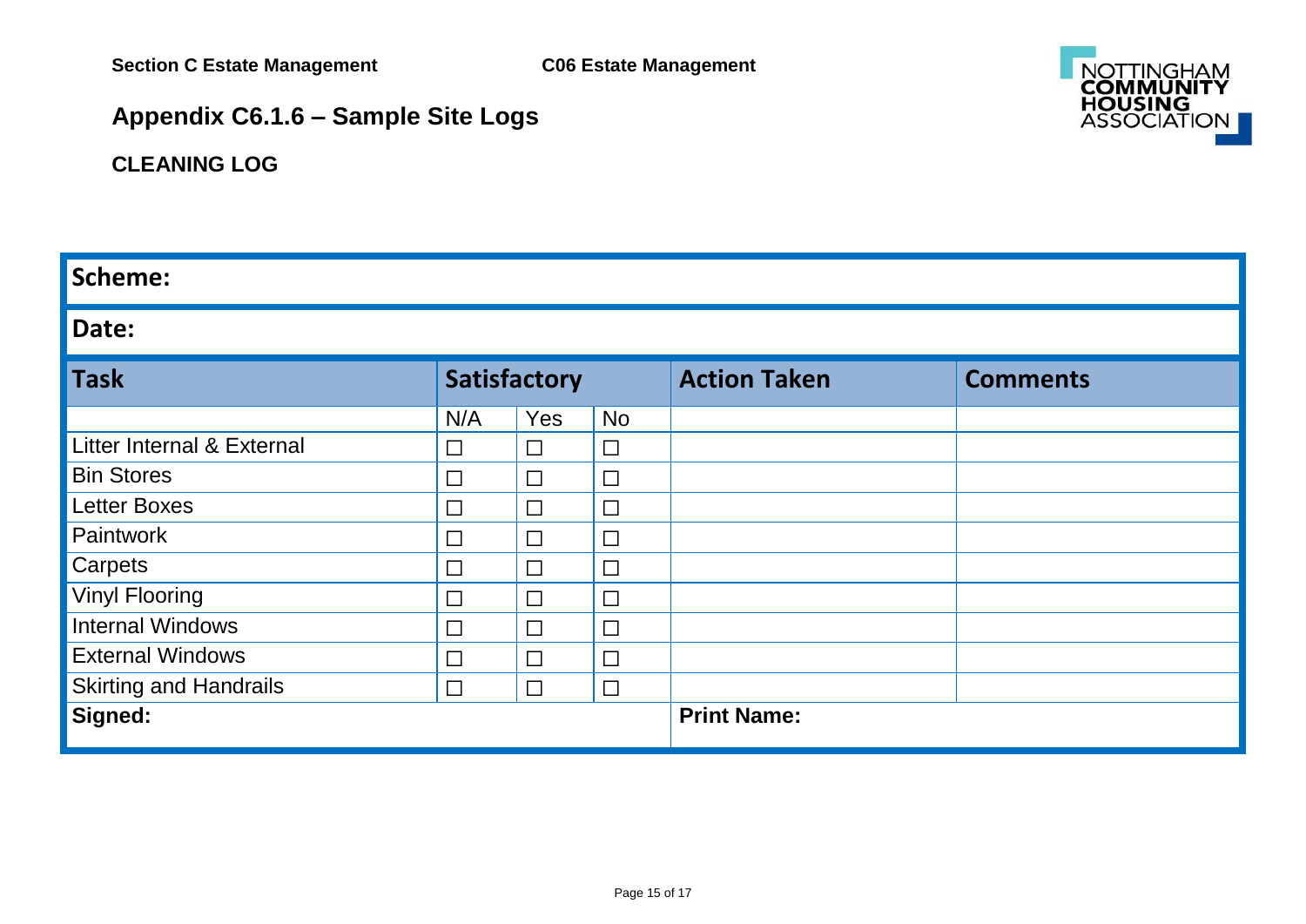Section C Estate Management C06 Estate Management

## Appendix C6.1.6 – Sample Site Logs

### CLEANING LOG

| **Scheme:** | | | | | |
|---|---|---|---|---|---|
| **Date:** | | | | | |
| **Task** | **Satisfactory** | | | **Action Taken** | **Comments** |
| | N/A | Yes | No | | |
| Litter Internal & External | ☐ | ☐ | ☐ | | |
| Bin Stores | ☐ | ☐ | ☐ | | |
| Letter Boxes | ☐ | ☐ | ☐ | | |
| Paintwork | ☐ | ☐ | ☐ | | |
| Carpets | ☐ | ☐ | ☐ | | |
| Vinyl Flooring | ☐ | ☐ | ☐ | | |
| Internal Windows | ☐ | ☐ | ☐ | | |
| External Windows | ☐ | ☐ | ☐ | | |
| Skirting and Handrails | ☐ | ☐ | ☐ | | |
| **Signed:** | | | | **Print Name:** | |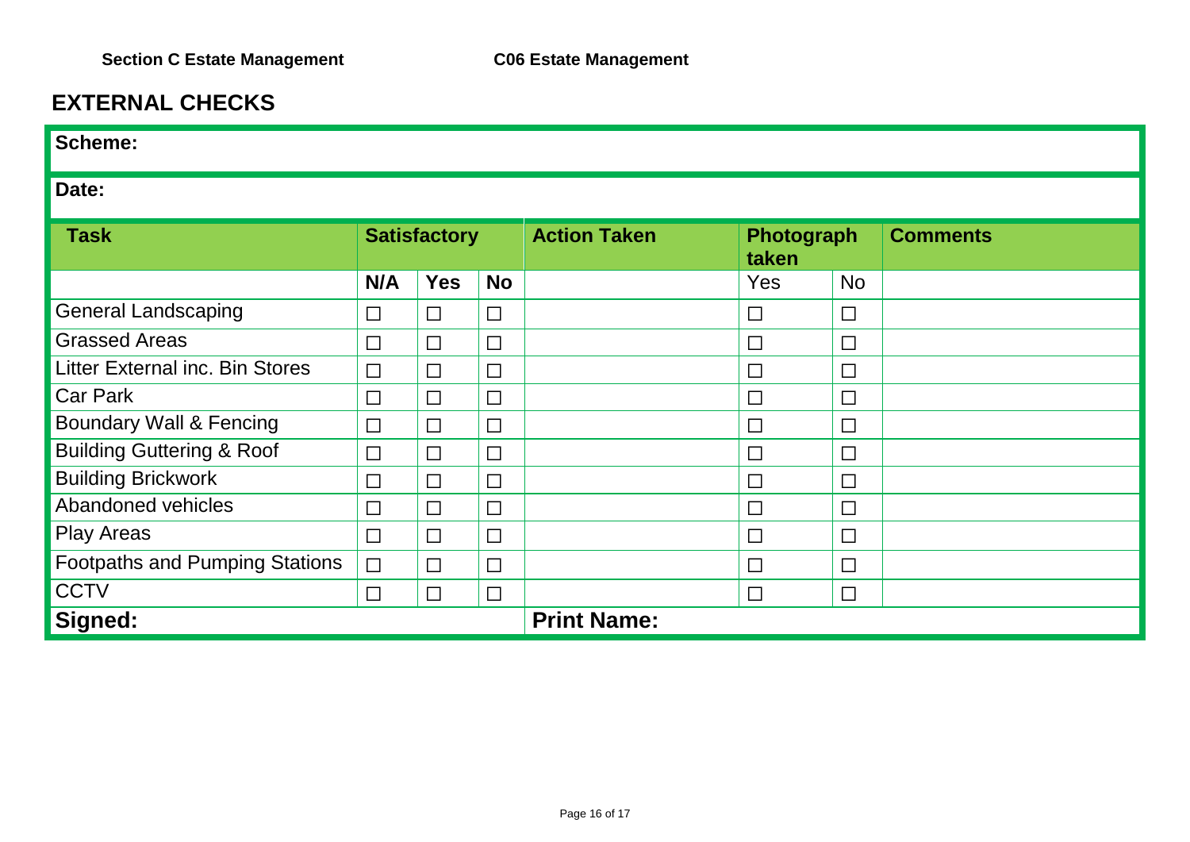## EXTERNAL CHECKS

**Scheme:**

**Date:**

| Task | Satisfactory | | | Action Taken | Photograph taken | | Comments |
|---|---|---|---|---|---|---|---|
| | N/A | Yes | No | | Yes | No | |
| General Landscaping | ☐ | ☐ | ☐ | | ☐ | ☐ | |
| Grassed Areas | ☐ | ☐ | ☐ | | ☐ | ☐ | |
| Litter External inc. Bin Stores | ☐ | ☐ | ☐ | | ☐ | ☐ | |
| Car Park | ☐ | ☐ | ☐ | | ☐ | ☐ | |
| Boundary Wall & Fencing | ☐ | ☐ | ☐ | | ☐ | ☐ | |
| Building Guttering & Roof | ☐ | ☐ | ☐ | | ☐ | ☐ | |
| Building Brickwork | ☐ | ☐ | ☐ | | ☐ | ☐ | |
| Abandoned vehicles | ☐ | ☐ | ☐ | | ☐ | ☐ | |
| Play Areas | ☐ | ☐ | ☐ | | ☐ | ☐ | |
| Footpaths and Pumping Stations | ☐ | ☐ | ☐ | | ☐ | ☐ | |
| CCTV | ☐ | ☐ | ☐ | | ☐ | ☐ | |
| **Signed:** | | | | **Print Name:** | | | |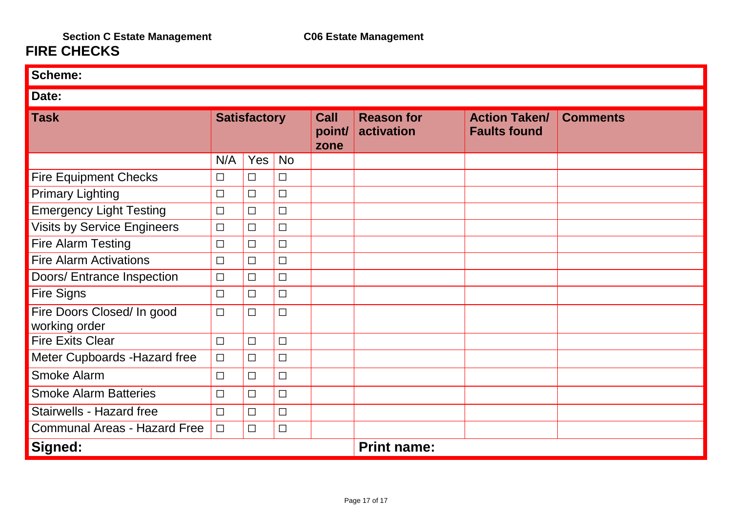**Section C Estate Management** **C06 Estate Management**

# FIRE CHECKS

| Scheme: | | | | | | | |
|---|---|---|---|---|---|---|---|
| **Date:** | | | | | | | |
| **Task** | **Satisfactory** | | | **Call point/ zone** | **Reason for activation** | **Action Taken/ Faults found** | **Comments** |
| | N/A | Yes | No | | | | |
| Fire Equipment Checks | ☐ | ☐ | ☐ | | | | |
| Primary Lighting | ☐ | ☐ | ☐ | | | | |
| Emergency Light Testing | ☐ | ☐ | ☐ | | | | |
| Visits by Service Engineers | ☐ | ☐ | ☐ | | | | |
| Fire Alarm Testing | ☐ | ☐ | ☐ | | | | |
| Fire Alarm Activations | ☐ | ☐ | ☐ | | | | |
| Doors/ Entrance Inspection | ☐ | ☐ | ☐ | | | | |
| Fire Signs | ☐ | ☐ | ☐ | | | | |
| Fire Doors Closed/ In good working order | ☐ | ☐ | ☐ | | | | |
| Fire Exits Clear | ☐ | ☐ | ☐ | | | | |
| Meter Cupboards -Hazard free | ☐ | ☐ | ☐ | | | | |
| Smoke Alarm | ☐ | ☐ | ☐ | | | | |
| Smoke Alarm Batteries | ☐ | ☐ | ☐ | | | | |
| Stairwells - Hazard free | ☐ | ☐ | ☐ | | | | |
| Communal Areas - Hazard Free | ☐ | ☐ | ☐ | | | | |
| **Signed:** | | | | | **Print name:** | | |